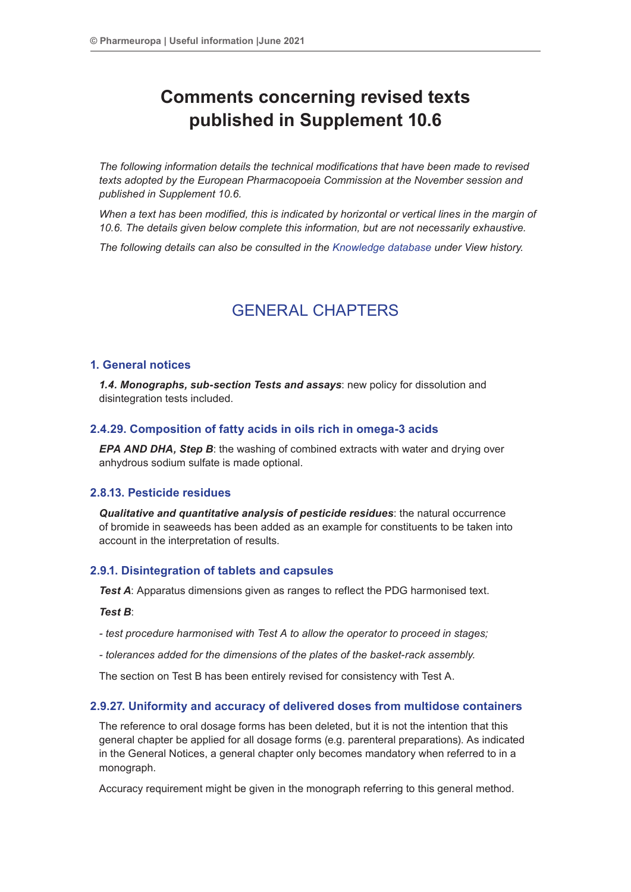# Comments concerning revised texts published in Supplement 10.6

*The following information details the technical modifications that have been made to revised texts adopted by the European Pharmacopoeia Commission at the November session and published in Supplement 10.6.*

*When a text has been modified, this is indicated by horizontal or vertical lines in the margin of 10.6. The details given below complete this information, but are not necessarily exhaustive.*

*The following details can also be consulted in the Knowledge database under View history.*

## GENERAL CHAPTERS

### 1. General notices

***1.4. Monographs, sub-section Tests and assays***: new policy for dissolution and disintegration tests included.

### 2.4.29. Composition of fatty acids in oils rich in omega-3 acids

***EPA AND DHA, Step B***: the washing of combined extracts with water and drying over anhydrous sodium sulfate is made optional.

### 2.8.13. Pesticide residues

***Qualitative and quantitative analysis of pesticide residues***: the natural occurrence of bromide in seaweeds has been added as an example for constituents to be taken into account in the interpretation of results.

### 2.9.1. Disintegration of tablets and capsules

***Test A***: Apparatus dimensions given as ranges to reflect the PDG harmonised text.

***Test B***:

*- test procedure harmonised with Test A to allow the operator to proceed in stages;*

*- tolerances added for the dimensions of the plates of the basket-rack assembly.*

The section on Test B has been entirely revised for consistency with Test A.

### 2.9.27. Uniformity and accuracy of delivered doses from multidose containers

The reference to oral dosage forms has been deleted, but it is not the intention that this general chapter be applied for all dosage forms (e.g. parenteral preparations). As indicated in the General Notices, a general chapter only becomes mandatory when referred to in a monograph.

Accuracy requirement might be given in the monograph referring to this general method.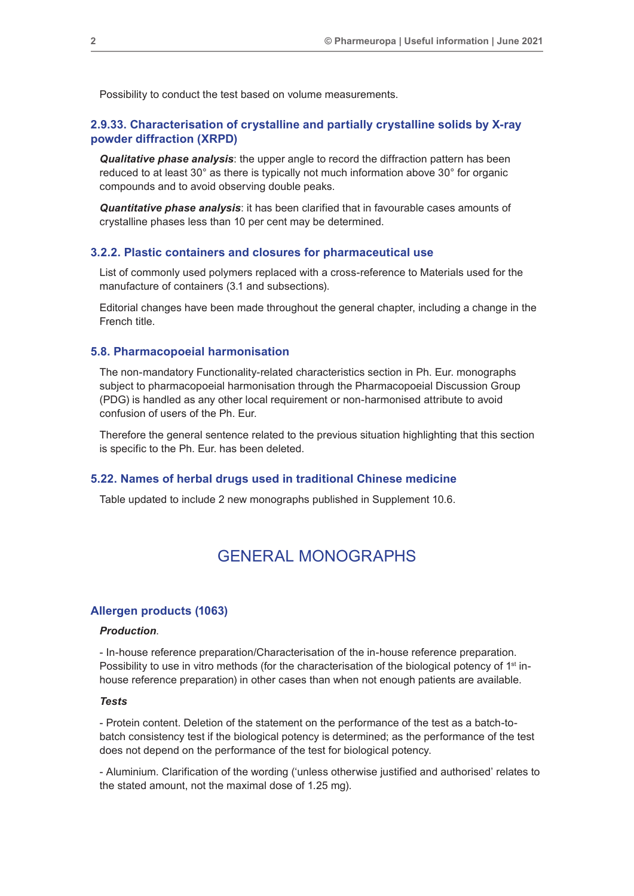Possibility to conduct the test based on volume measurements.

### 2.9.33. Characterisation of crystalline and partially crystalline solids by X-ray powder diffraction (XRPD)

***Qualitative phase analysis***: the upper angle to record the diffraction pattern has been reduced to at least 30° as there is typically not much information above 30° for organic compounds and to avoid observing double peaks.

***Quantitative phase analysis***: it has been clarified that in favourable cases amounts of crystalline phases less than 10 per cent may be determined.

### 3.2.2. Plastic containers and closures for pharmaceutical use

List of commonly used polymers replaced with a cross-reference to Materials used for the manufacture of containers (3.1 and subsections).

Editorial changes have been made throughout the general chapter, including a change in the French title.

### 5.8. Pharmacopoeial harmonisation

The non-mandatory Functionality-related characteristics section in Ph. Eur. monographs subject to pharmacopoeial harmonisation through the Pharmacopoeial Discussion Group (PDG) is handled as any other local requirement or non-harmonised attribute to avoid confusion of users of the Ph. Eur.

Therefore the general sentence related to the previous situation highlighting that this section is specific to the Ph. Eur. has been deleted.

### 5.22. Names of herbal drugs used in traditional Chinese medicine

Table updated to include 2 new monographs published in Supplement 10.6.

## GENERAL MONOGRAPHS

### Allergen products (1063)

***Production***.

- In-house reference preparation/Characterisation of the in-house reference preparation. Possibility to use in vitro methods (for the characterisation of the biological potency of 1st in-house reference preparation) in other cases than when not enough patients are available.

***Tests***

- Protein content. Deletion of the statement on the performance of the test as a batch-to-batch consistency test if the biological potency is determined; as the performance of the test does not depend on the performance of the test for biological potency.

- Aluminium. Clarification of the wording ('unless otherwise justified and authorised' relates to the stated amount, not the maximal dose of 1.25 mg).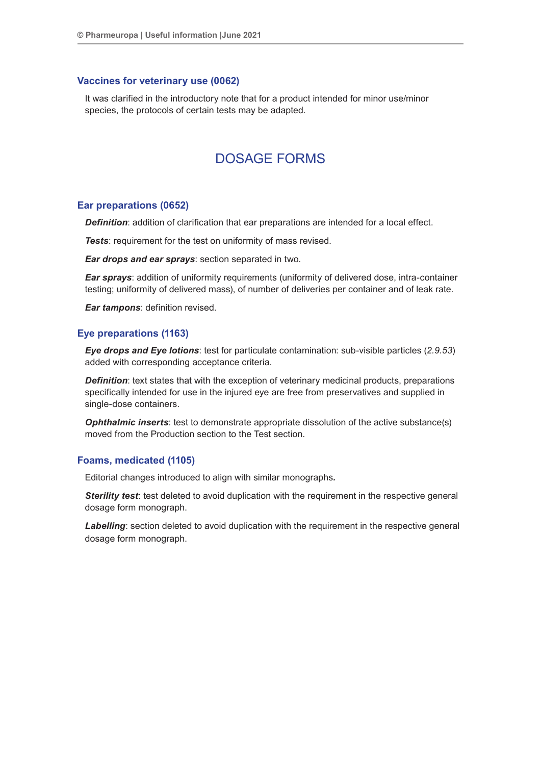### Vaccines for veterinary use (0062)

It was clarified in the introductory note that for a product intended for minor use/minor species, the protocols of certain tests may be adapted.

## DOSAGE FORMS

### Ear preparations (0652)

***Definition***: addition of clarification that ear preparations are intended for a local effect.

***Tests***: requirement for the test on uniformity of mass revised.

***Ear drops and ear sprays***: section separated in two.

***Ear sprays***: addition of uniformity requirements (uniformity of delivered dose, intra-container testing; uniformity of delivered mass), of number of deliveries per container and of leak rate.

***Ear tampons***: definition revised.

### Eye preparations (1163)

***Eye drops and Eye lotions***: test for particulate contamination: sub-visible particles (*2.9.53*) added with corresponding acceptance criteria.

***Definition***: text states that with the exception of veterinary medicinal products, preparations specifically intended for use in the injured eye are free from preservatives and supplied in single-dose containers.

***Ophthalmic inserts***: test to demonstrate appropriate dissolution of the active substance(s) moved from the Production section to the Test section.

### Foams, medicated (1105)

Editorial changes introduced to align with similar monographs**.**

***Sterility test***: test deleted to avoid duplication with the requirement in the respective general dosage form monograph.

***Labelling***: section deleted to avoid duplication with the requirement in the respective general dosage form monograph.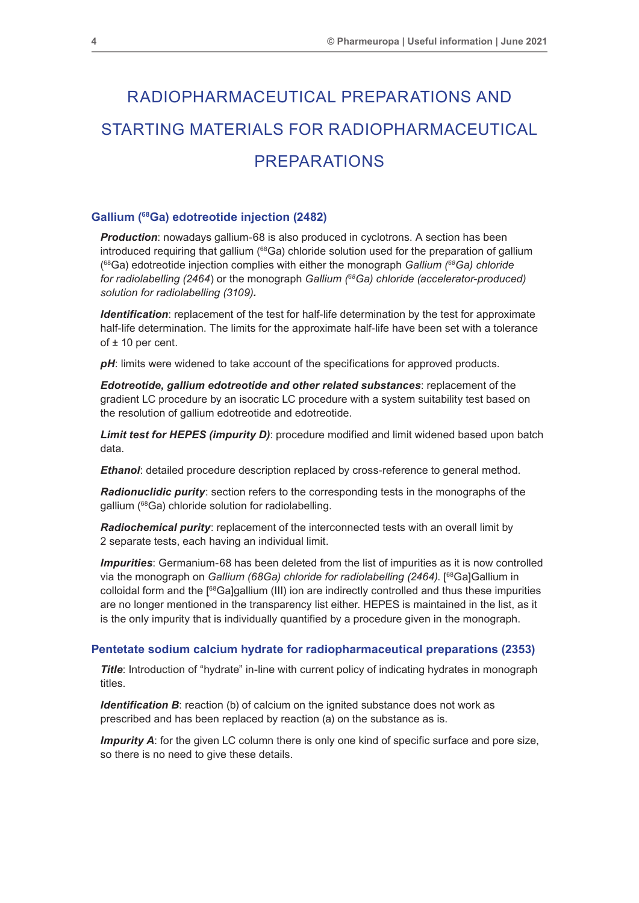# RADIOPHARMACEUTICAL PREPARATIONS AND STARTING MATERIALS FOR RADIOPHARMACEUTICAL PREPARATIONS

## Gallium ($^{68}$Ga) edotreotide injection (2482)

***Production***: nowadays gallium-68 is also produced in cyclotrons. A section has been introduced requiring that gallium ($^{68}$Ga) chloride solution used for the preparation of gallium ($^{68}$Ga) edotreotide injection complies with either the monograph *Gallium ($^{68}$Ga) chloride for radiolabelling (2464*) or the monograph *Gallium ($^{68}$Ga) chloride (accelerator-produced) solution for radiolabelling (3109)***.**

***Identification***: replacement of the test for half-life determination by the test for approximate half-life determination. The limits for the approximate half-life have been set with a tolerance of ± 10 per cent.

***pH***: limits were widened to take account of the specifications for approved products.

***Edotreotide, gallium edotreotide and other related substances***: replacement of the gradient LC procedure by an isocratic LC procedure with a system suitability test based on the resolution of gallium edotreotide and edotreotide.

***Limit test for HEPES (impurity D)***: procedure modified and limit widened based upon batch data.

***Ethanol***: detailed procedure description replaced by cross-reference to general method.

***Radionuclidic purity***: section refers to the corresponding tests in the monographs of the gallium ($^{68}$Ga) chloride solution for radiolabelling.

***Radiochemical purity***: replacement of the interconnected tests with an overall limit by 2 separate tests, each having an individual limit.

***Impurities***: Germanium-68 has been deleted from the list of impurities as it is now controlled via the monograph on *Gallium (68Ga) chloride for radiolabelling (2464).* [$^{68}$Ga]Gallium in colloidal form and the [$^{68}$Ga]gallium (III) ion are indirectly controlled and thus these impurities are no longer mentioned in the transparency list either. HEPES is maintained in the list, as it is the only impurity that is individually quantified by a procedure given in the monograph.

## Pentetate sodium calcium hydrate for radiopharmaceutical preparations (2353)

***Title***: Introduction of "hydrate" in-line with current policy of indicating hydrates in monograph titles.

***Identification B***: reaction (b) of calcium on the ignited substance does not work as prescribed and has been replaced by reaction (a) on the substance as is.

***Impurity A***: for the given LC column there is only one kind of specific surface and pore size, so there is no need to give these details.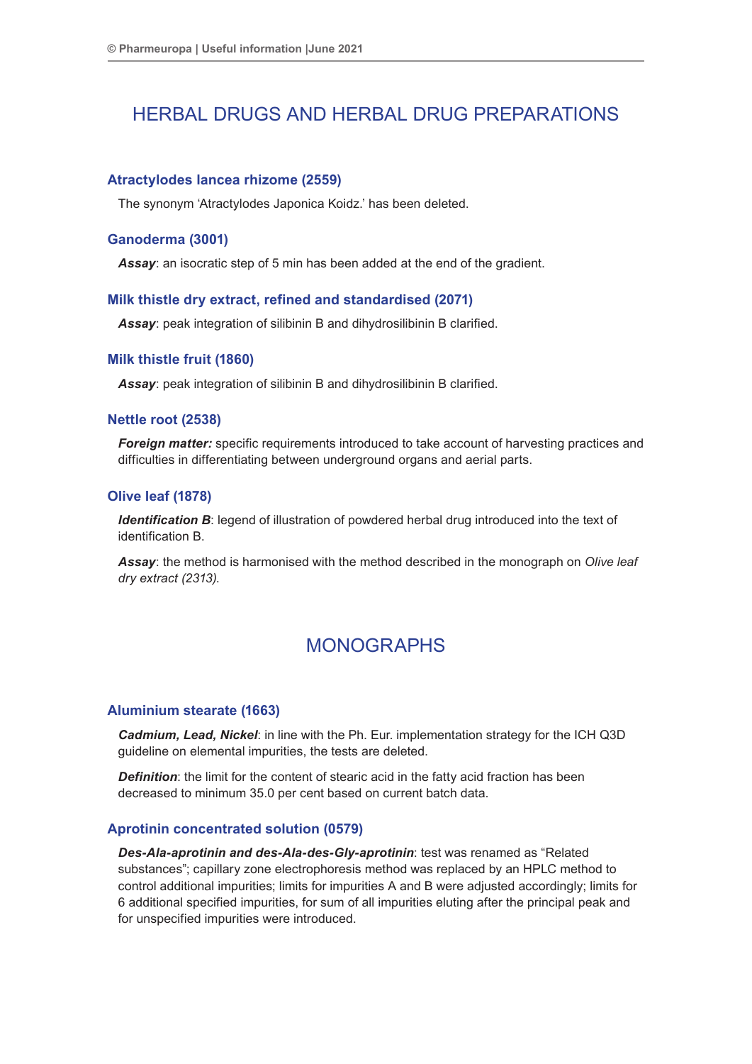# HERBAL DRUGS AND HERBAL DRUG PREPARATIONS

### Atractylodes lancea rhizome (2559)

The synonym 'Atractylodes Japonica Koidz.' has been deleted.

### Ganoderma (3001)

***Assay***: an isocratic step of 5 min has been added at the end of the gradient.

### Milk thistle dry extract, refined and standardised (2071)

***Assay***: peak integration of silibinin B and dihydrosilibinin B clarified.

### Milk thistle fruit (1860)

***Assay***: peak integration of silibinin B and dihydrosilibinin B clarified.

### Nettle root (2538)

***Foreign matter:*** specific requirements introduced to take account of harvesting practices and difficulties in differentiating between underground organs and aerial parts.

### Olive leaf (1878)

***Identification B***: legend of illustration of powdered herbal drug introduced into the text of identification B.

***Assay***: the method is harmonised with the method described in the monograph on *Olive leaf dry extract (2313).*

# MONOGRAPHS

### Aluminium stearate (1663)

***Cadmium, Lead, Nickel***: in line with the Ph. Eur. implementation strategy for the ICH Q3D guideline on elemental impurities, the tests are deleted.

***Definition***: the limit for the content of stearic acid in the fatty acid fraction has been decreased to minimum 35.0 per cent based on current batch data.

### Aprotinin concentrated solution (0579)

***Des-Ala-aprotinin and des-Ala-des-Gly-aprotinin***: test was renamed as "Related substances"; capillary zone electrophoresis method was replaced by an HPLC method to control additional impurities; limits for impurities A and B were adjusted accordingly; limits for 6 additional specified impurities, for sum of all impurities eluting after the principal peak and for unspecified impurities were introduced.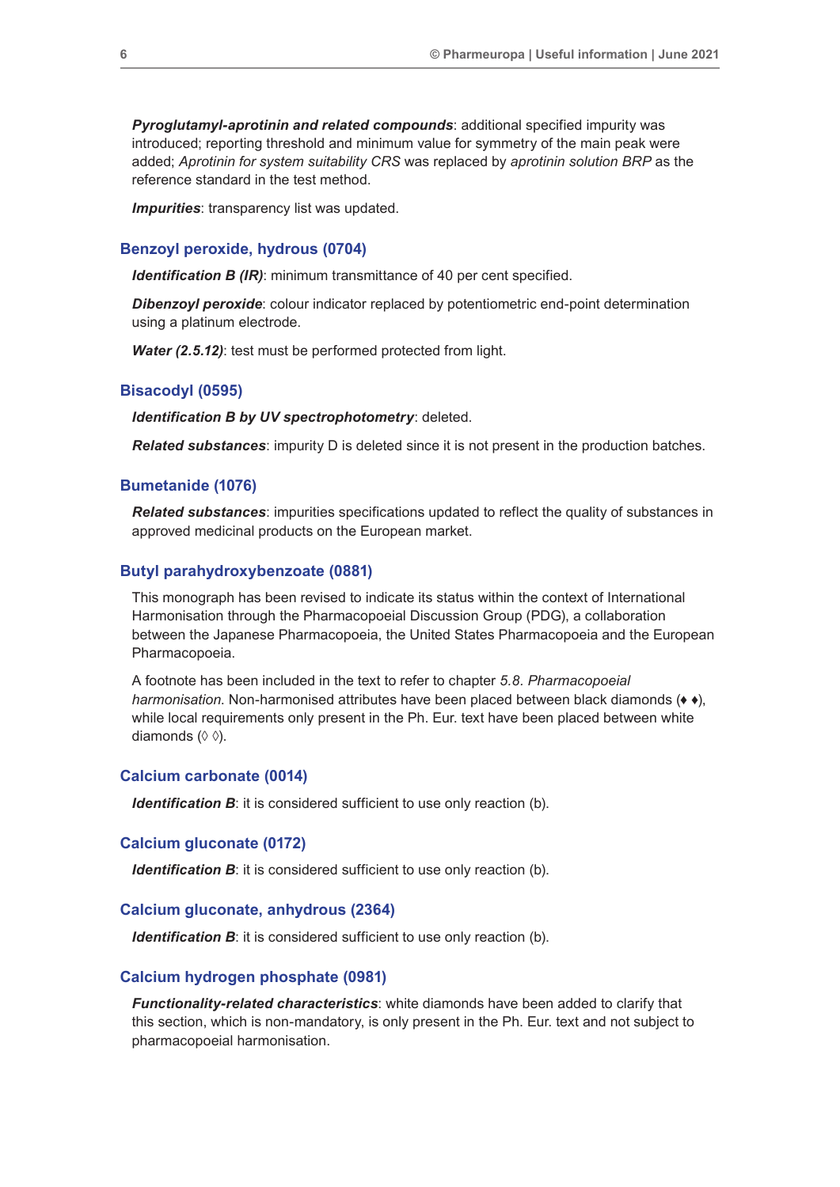***Pyroglutamyl-aprotinin and related compounds***: additional specified impurity was introduced; reporting threshold and minimum value for symmetry of the main peak were added; *Aprotinin for system suitability CRS* was replaced by *aprotinin solution BRP* as the reference standard in the test method.

***Impurities***: transparency list was updated.

### Benzoyl peroxide, hydrous (0704)

***Identification B (IR)***: minimum transmittance of 40 per cent specified.

***Dibenzoyl peroxide***: colour indicator replaced by potentiometric end-point determination using a platinum electrode.

***Water (2.5.12)***: test must be performed protected from light.

### Bisacodyl (0595)

***Identification B by UV spectrophotometry***: deleted.

***Related substances***: impurity D is deleted since it is not present in the production batches.

### Bumetanide (1076)

***Related substances***: impurities specifications updated to reflect the quality of substances in approved medicinal products on the European market.

### Butyl parahydroxybenzoate (0881)

This monograph has been revised to indicate its status within the context of International Harmonisation through the Pharmacopoeial Discussion Group (PDG), a collaboration between the Japanese Pharmacopoeia, the United States Pharmacopoeia and the European Pharmacopoeia.

A footnote has been included in the text to refer to chapter *5.8. Pharmacopoeial harmonisation*. Non-harmonised attributes have been placed between black diamonds (♦ ♦), while local requirements only present in the Ph. Eur. text have been placed between white diamonds (◊ ◊).

### Calcium carbonate (0014)

***Identification B***: it is considered sufficient to use only reaction (b).

### Calcium gluconate (0172)

***Identification B***: it is considered sufficient to use only reaction (b).

### Calcium gluconate, anhydrous (2364)

***Identification B***: it is considered sufficient to use only reaction (b).

### Calcium hydrogen phosphate (0981)

***Functionality-related characteristics***: white diamonds have been added to clarify that this section, which is non-mandatory, is only present in the Ph. Eur. text and not subject to pharmacopoeial harmonisation.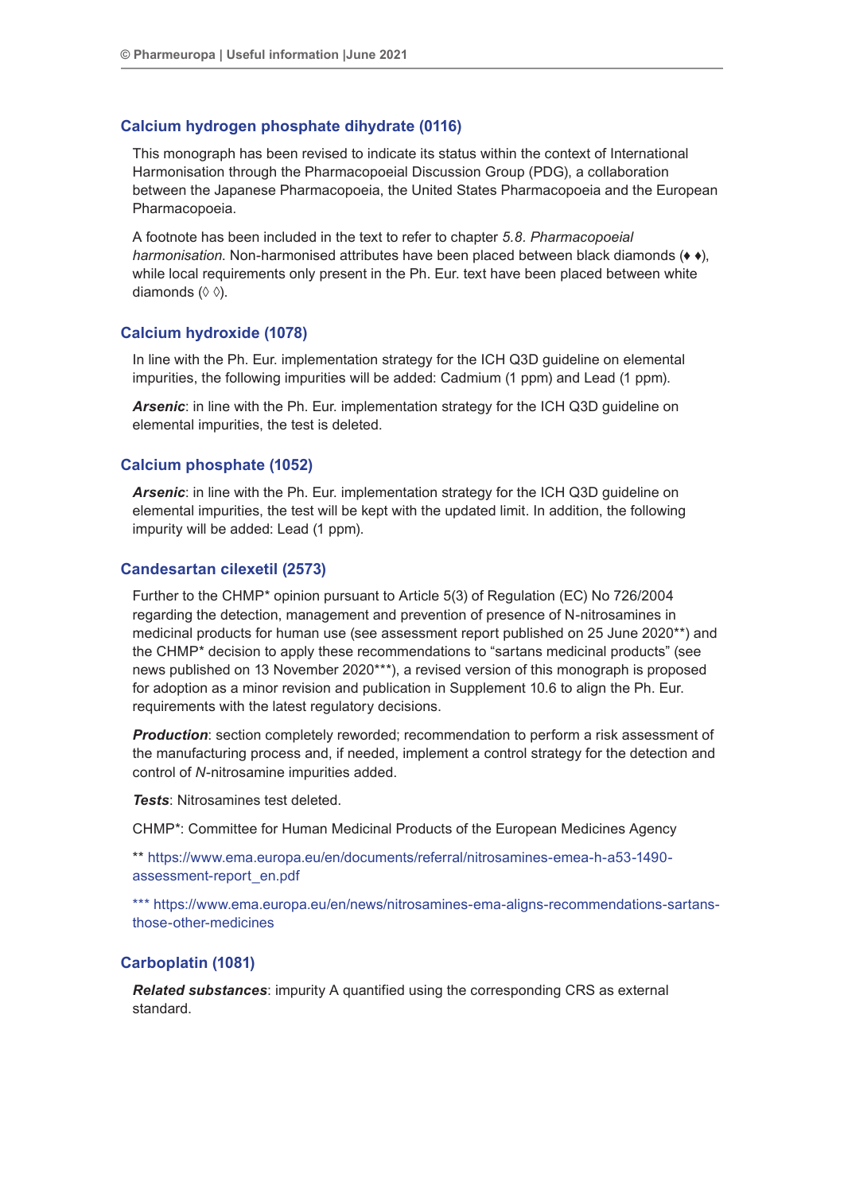## Calcium hydrogen phosphate dihydrate (0116)

This monograph has been revised to indicate its status within the context of International Harmonisation through the Pharmacopoeial Discussion Group (PDG), a collaboration between the Japanese Pharmacopoeia, the United States Pharmacopoeia and the European Pharmacopoeia.

A footnote has been included in the text to refer to chapter *5.8. Pharmacopoeial harmonisation*. Non-harmonised attributes have been placed between black diamonds (♦ ♦), while local requirements only present in the Ph. Eur. text have been placed between white diamonds (◊ ◊).

## Calcium hydroxide (1078)

In line with the Ph. Eur. implementation strategy for the ICH Q3D guideline on elemental impurities, the following impurities will be added: Cadmium (1 ppm) and Lead (1 ppm).

***Arsenic***: in line with the Ph. Eur. implementation strategy for the ICH Q3D guideline on elemental impurities, the test is deleted.

## Calcium phosphate (1052)

***Arsenic***: in line with the Ph. Eur. implementation strategy for the ICH Q3D guideline on elemental impurities, the test will be kept with the updated limit. In addition, the following impurity will be added: Lead (1 ppm).

## Candesartan cilexetil (2573)

Further to the CHMP* opinion pursuant to Article 5(3) of Regulation (EC) No 726/2004 regarding the detection, management and prevention of presence of N-nitrosamines in medicinal products for human use (see assessment report published on 25 June 2020**) and the CHMP* decision to apply these recommendations to "sartans medicinal products" (see news published on 13 November 2020***), a revised version of this monograph is proposed for adoption as a minor revision and publication in Supplement 10.6 to align the Ph. Eur. requirements with the latest regulatory decisions.

***Production***: section completely reworded; recommendation to perform a risk assessment of the manufacturing process and, if needed, implement a control strategy for the detection and control of *N*-nitrosamine impurities added.

***Tests***: Nitrosamines test deleted.

CHMP*: Committee for Human Medicinal Products of the European Medicines Agency

** https://www.ema.europa.eu/en/documents/referral/nitrosamines-emea-h-a53-1490-assessment-report_en.pdf

*** https://www.ema.europa.eu/en/news/nitrosamines-ema-aligns-recommendations-sartans-those-other-medicines

## Carboplatin (1081)

***Related substances***: impurity A quantified using the corresponding CRS as external standard.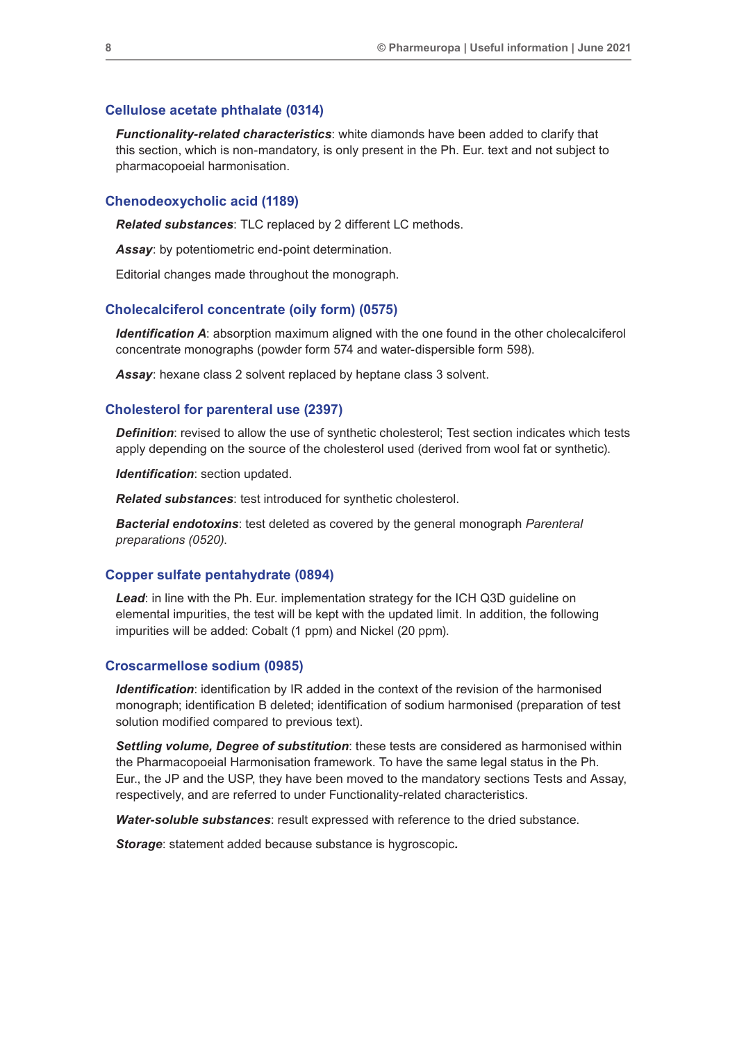### Cellulose acetate phthalate (0314)

***Functionality-related characteristics***: white diamonds have been added to clarify that this section, which is non-mandatory, is only present in the Ph. Eur. text and not subject to pharmacopoeial harmonisation.

### Chenodeoxycholic acid (1189)

***Related substances***: TLC replaced by 2 different LC methods.

***Assay***: by potentiometric end-point determination.

Editorial changes made throughout the monograph.

### Cholecalciferol concentrate (oily form) (0575)

***Identification A***: absorption maximum aligned with the one found in the other cholecalciferol concentrate monographs (powder form 574 and water-dispersible form 598).

***Assay***: hexane class 2 solvent replaced by heptane class 3 solvent.

### Cholesterol for parenteral use (2397)

***Definition***: revised to allow the use of synthetic cholesterol; Test section indicates which tests apply depending on the source of the cholesterol used (derived from wool fat or synthetic).

***Identification***: section updated.

***Related substances***: test introduced for synthetic cholesterol.

***Bacterial endotoxins***: test deleted as covered by the general monograph *Parenteral preparations (0520)*.

### Copper sulfate pentahydrate (0894)

***Lead***: in line with the Ph. Eur. implementation strategy for the ICH Q3D guideline on elemental impurities, the test will be kept with the updated limit. In addition, the following impurities will be added: Cobalt (1 ppm) and Nickel (20 ppm).

### Croscarmellose sodium (0985)

***Identification***: identification by IR added in the context of the revision of the harmonised monograph; identification B deleted; identification of sodium harmonised (preparation of test solution modified compared to previous text).

***Settling volume, Degree of substitution***: these tests are considered as harmonised within the Pharmacopoeial Harmonisation framework. To have the same legal status in the Ph. Eur., the JP and the USP, they have been moved to the mandatory sections Tests and Assay, respectively, and are referred to under Functionality-related characteristics.

***Water-soluble substances***: result expressed with reference to the dried substance.

***Storage***: statement added because substance is hygroscopic.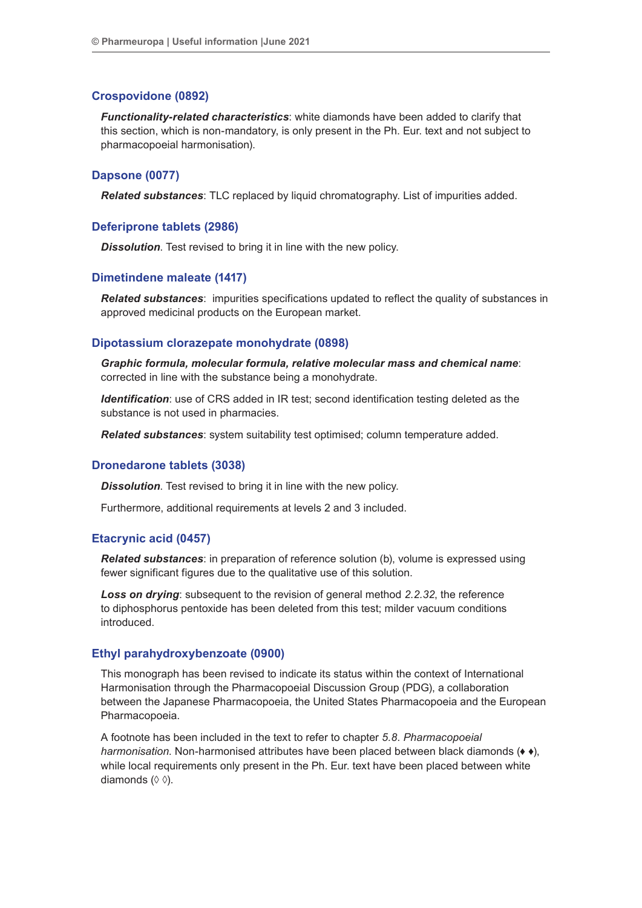### Crospovidone (0892)

***Functionality-related characteristics***: white diamonds have been added to clarify that this section, which is non-mandatory, is only present in the Ph. Eur. text and not subject to pharmacopoeial harmonisation).

### Dapsone (0077)

***Related substances***: TLC replaced by liquid chromatography. List of impurities added.

### Deferiprone tablets (2986)

***Dissolution***. Test revised to bring it in line with the new policy.

### Dimetindene maleate (1417)

***Related substances***: impurities specifications updated to reflect the quality of substances in approved medicinal products on the European market.

### Dipotassium clorazepate monohydrate (0898)

***Graphic formula, molecular formula, relative molecular mass and chemical name***: corrected in line with the substance being a monohydrate.

***Identification***: use of CRS added in IR test; second identification testing deleted as the substance is not used in pharmacies.

***Related substances***: system suitability test optimised; column temperature added.

### Dronedarone tablets (3038)

***Dissolution***. Test revised to bring it in line with the new policy.

Furthermore, additional requirements at levels 2 and 3 included.

### Etacrynic acid (0457)

***Related substances***: in preparation of reference solution (b), volume is expressed using fewer significant figures due to the qualitative use of this solution.

***Loss on drying***: subsequent to the revision of general method *2.2.32*, the reference to diphosphorus pentoxide has been deleted from this test; milder vacuum conditions introduced.

### Ethyl parahydroxybenzoate (0900)

This monograph has been revised to indicate its status within the context of International Harmonisation through the Pharmacopoeial Discussion Group (PDG), a collaboration between the Japanese Pharmacopoeia, the United States Pharmacopoeia and the European Pharmacopoeia.

A footnote has been included in the text to refer to chapter *5.8. Pharmacopoeial harmonisation*. Non-harmonised attributes have been placed between black diamonds (♦ ♦), while local requirements only present in the Ph. Eur. text have been placed between white diamonds (◊ ◊).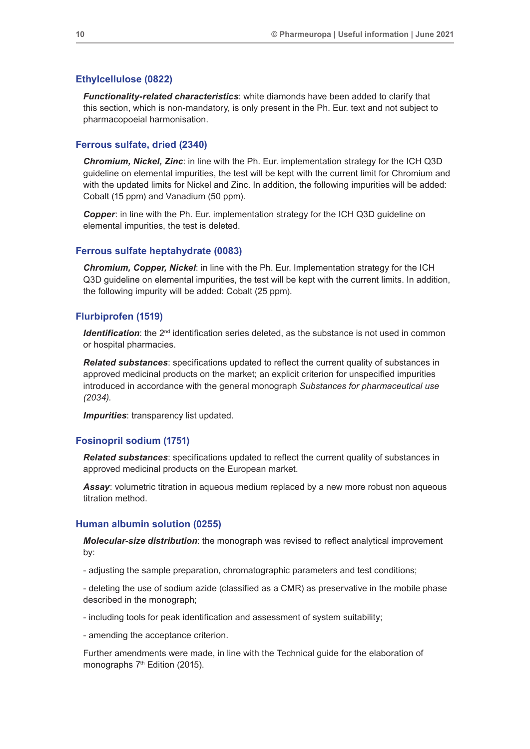### Ethylcellulose (0822)

***Functionality-related characteristics***: white diamonds have been added to clarify that this section, which is non-mandatory, is only present in the Ph. Eur. text and not subject to pharmacopoeial harmonisation.

### Ferrous sulfate, dried (2340)

***Chromium, Nickel, Zinc***: in line with the Ph. Eur. implementation strategy for the ICH Q3D guideline on elemental impurities, the test will be kept with the current limit for Chromium and with the updated limits for Nickel and Zinc. In addition, the following impurities will be added: Cobalt (15 ppm) and Vanadium (50 ppm).

***Copper***: in line with the Ph. Eur. implementation strategy for the ICH Q3D guideline on elemental impurities, the test is deleted.

### Ferrous sulfate heptahydrate (0083)

***Chromium, Copper, Nickel***: in line with the Ph. Eur. Implementation strategy for the ICH Q3D guideline on elemental impurities, the test will be kept with the current limits. In addition, the following impurity will be added: Cobalt (25 ppm).

### Flurbiprofen (1519)

***Identification***: the 2nd identification series deleted, as the substance is not used in common or hospital pharmacies.

***Related substances***: specifications updated to reflect the current quality of substances in approved medicinal products on the market; an explicit criterion for unspecified impurities introduced in accordance with the general monograph *Substances for pharmaceutical use (2034).*

***Impurities***: transparency list updated.

### Fosinopril sodium (1751)

***Related substances***: specifications updated to reflect the current quality of substances in approved medicinal products on the European market.

***Assay***: volumetric titration in aqueous medium replaced by a new more robust non aqueous titration method.

### Human albumin solution (0255)

***Molecular-size distribution***: the monograph was revised to reflect analytical improvement by:

- adjusting the sample preparation, chromatographic parameters and test conditions;

- deleting the use of sodium azide (classified as a CMR) as preservative in the mobile phase described in the monograph;

- including tools for peak identification and assessment of system suitability;

- amending the acceptance criterion.

Further amendments were made, in line with the Technical guide for the elaboration of monographs 7th Edition (2015).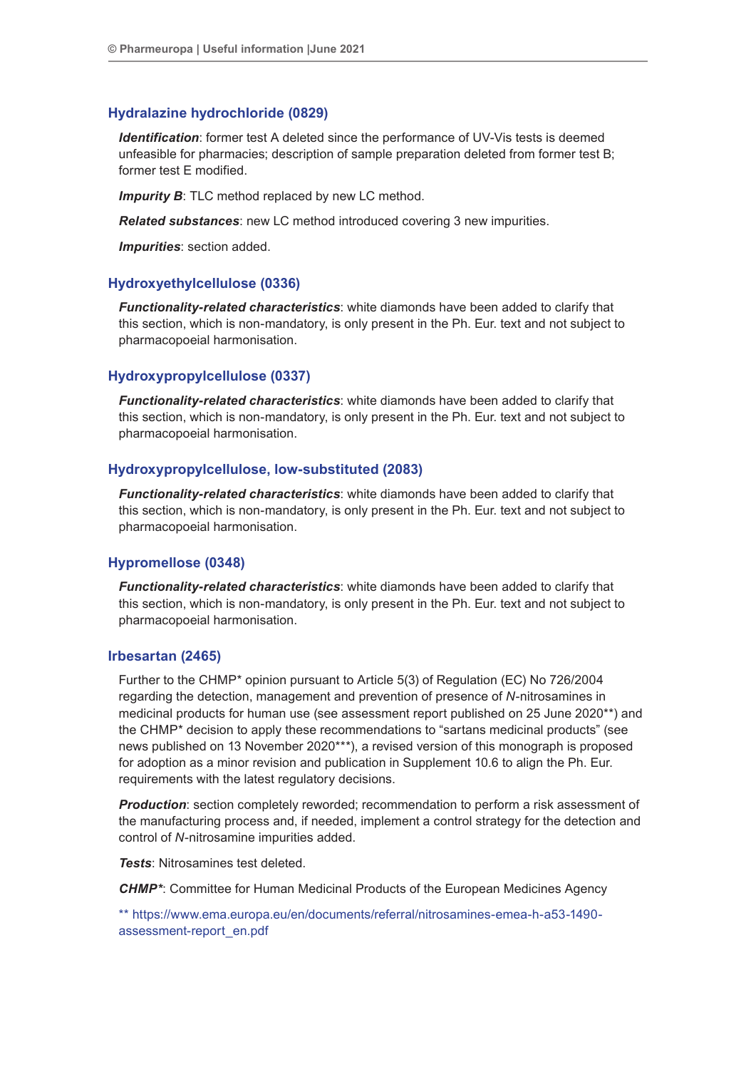## Hydralazine hydrochloride (0829)

***Identification***: former test A deleted since the performance of UV-Vis tests is deemed unfeasible for pharmacies; description of sample preparation deleted from former test B; former test E modified.

***Impurity B***: TLC method replaced by new LC method.

***Related substances***: new LC method introduced covering 3 new impurities.

***Impurities***: section added.

## Hydroxyethylcellulose (0336)

***Functionality-related characteristics***: white diamonds have been added to clarify that this section, which is non-mandatory, is only present in the Ph. Eur. text and not subject to pharmacopoeial harmonisation.

## Hydroxypropylcellulose (0337)

***Functionality-related characteristics***: white diamonds have been added to clarify that this section, which is non-mandatory, is only present in the Ph. Eur. text and not subject to pharmacopoeial harmonisation.

## Hydroxypropylcellulose, low-substituted (2083)

***Functionality-related characteristics***: white diamonds have been added to clarify that this section, which is non-mandatory, is only present in the Ph. Eur. text and not subject to pharmacopoeial harmonisation.

## Hypromellose (0348)

***Functionality-related characteristics***: white diamonds have been added to clarify that this section, which is non-mandatory, is only present in the Ph. Eur. text and not subject to pharmacopoeial harmonisation.

## Irbesartan (2465)

Further to the CHMP* opinion pursuant to Article 5(3) of Regulation (EC) No 726/2004 regarding the detection, management and prevention of presence of *N*-nitrosamines in medicinal products for human use (see assessment report published on 25 June 2020**) and the CHMP* decision to apply these recommendations to "sartans medicinal products" (see news published on 13 November 2020***), a revised version of this monograph is proposed for adoption as a minor revision and publication in Supplement 10.6 to align the Ph. Eur. requirements with the latest regulatory decisions.

***Production***: section completely reworded; recommendation to perform a risk assessment of the manufacturing process and, if needed, implement a control strategy for the detection and control of *N*-nitrosamine impurities added.

***Tests***: Nitrosamines test deleted.

***CHMP****: Committee for Human Medicinal Products of the European Medicines Agency

** https://www.ema.europa.eu/en/documents/referral/nitrosamines-emea-h-a53-1490-assessment-report_en.pdf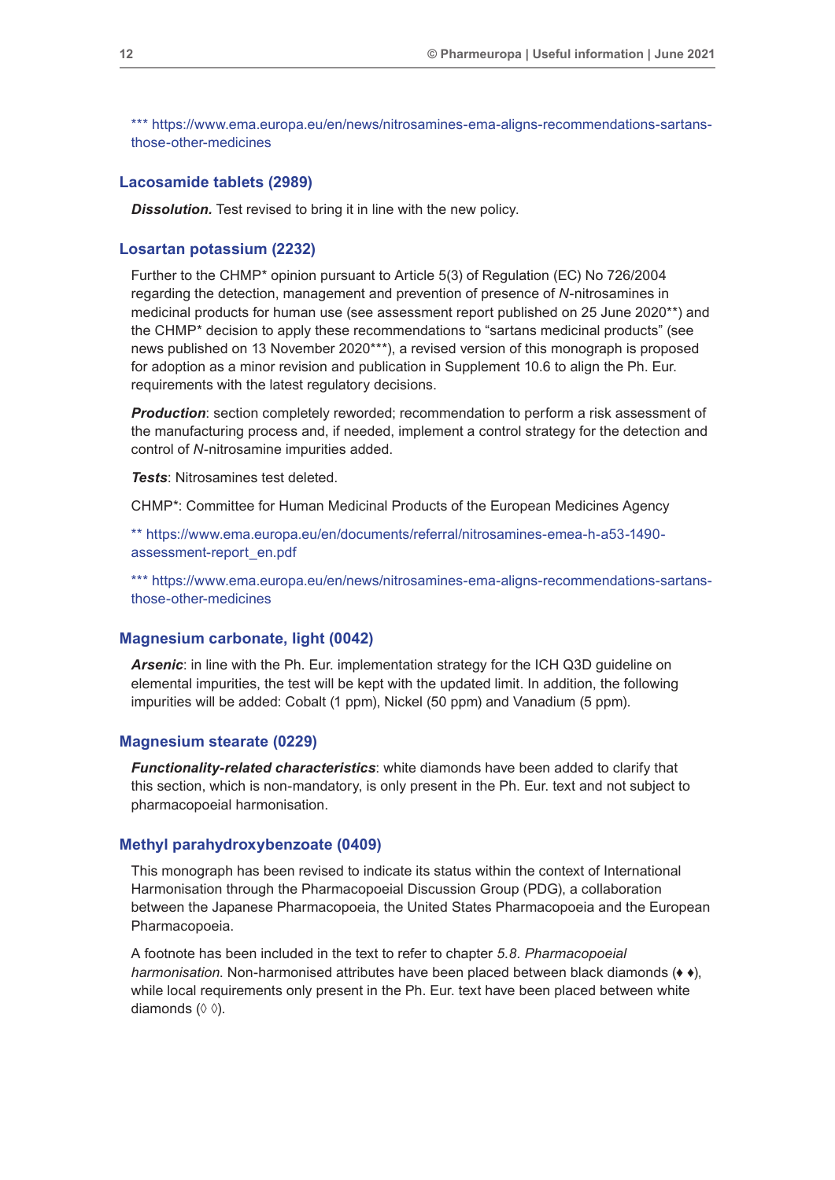*** https://www.ema.europa.eu/en/news/nitrosamines-ema-aligns-recommendations-sartans-those-other-medicines

### Lacosamide tablets (2989)

***Dissolution.*** Test revised to bring it in line with the new policy.

### Losartan potassium (2232)

Further to the CHMP* opinion pursuant to Article 5(3) of Regulation (EC) No 726/2004 regarding the detection, management and prevention of presence of *N*-nitrosamines in medicinal products for human use (see assessment report published on 25 June 2020**) and the CHMP* decision to apply these recommendations to “sartans medicinal products” (see news published on 13 November 2020***), a revised version of this monograph is proposed for adoption as a minor revision and publication in Supplement 10.6 to align the Ph. Eur. requirements with the latest regulatory decisions.

***Production***: section completely reworded; recommendation to perform a risk assessment of the manufacturing process and, if needed, implement a control strategy for the detection and control of *N*-nitrosamine impurities added.

***Tests***: Nitrosamines test deleted.

CHMP*: Committee for Human Medicinal Products of the European Medicines Agency

** https://www.ema.europa.eu/en/documents/referral/nitrosamines-emea-h-a53-1490-assessment-report_en.pdf

*** https://www.ema.europa.eu/en/news/nitrosamines-ema-aligns-recommendations-sartans-those-other-medicines

### Magnesium carbonate, light (0042)

***Arsenic***: in line with the Ph. Eur. implementation strategy for the ICH Q3D guideline on elemental impurities, the test will be kept with the updated limit. In addition, the following impurities will be added: Cobalt (1 ppm), Nickel (50 ppm) and Vanadium (5 ppm).

### Magnesium stearate (0229)

***Functionality-related characteristics***: white diamonds have been added to clarify that this section, which is non-mandatory, is only present in the Ph. Eur. text and not subject to pharmacopoeial harmonisation.

### Methyl parahydroxybenzoate (0409)

This monograph has been revised to indicate its status within the context of International Harmonisation through the Pharmacopoeial Discussion Group (PDG), a collaboration between the Japanese Pharmacopoeia, the United States Pharmacopoeia and the European Pharmacopoeia.

A footnote has been included in the text to refer to chapter *5.8. Pharmacopoeial harmonisation.* Non-harmonised attributes have been placed between black diamonds (♦ ♦), while local requirements only present in the Ph. Eur. text have been placed between white diamonds (◊ ◊).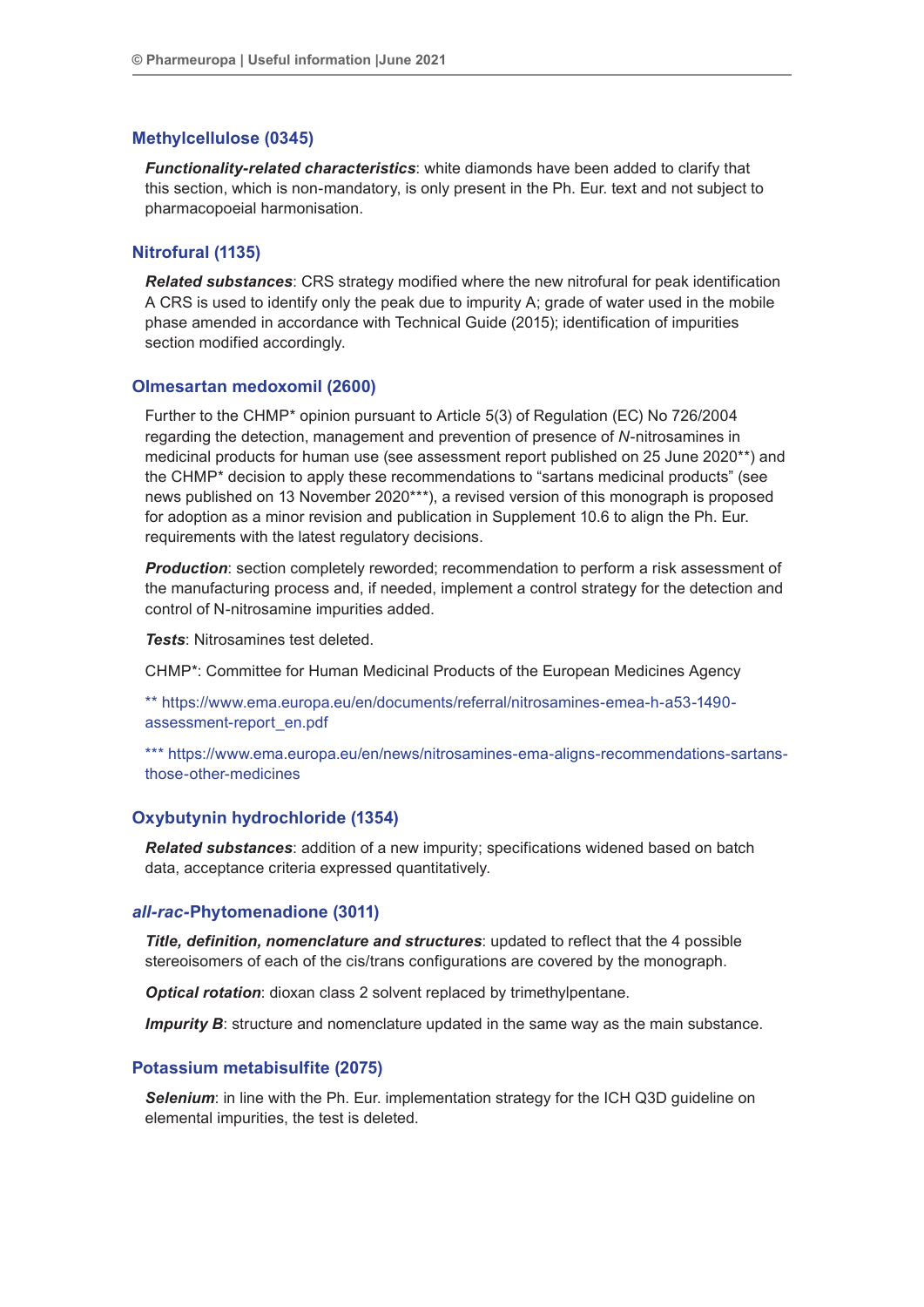## Methylcellulose (0345)

***Functionality-related characteristics***: white diamonds have been added to clarify that this section, which is non-mandatory, is only present in the Ph. Eur. text and not subject to pharmacopoeial harmonisation.

## Nitrofural (1135)

***Related substances***: CRS strategy modified where the new nitrofural for peak identification A CRS is used to identify only the peak due to impurity A; grade of water used in the mobile phase amended in accordance with Technical Guide (2015); identification of impurities section modified accordingly.

## Olmesartan medoxomil (2600)

Further to the CHMP* opinion pursuant to Article 5(3) of Regulation (EC) No 726/2004 regarding the detection, management and prevention of presence of *N*-nitrosamines in medicinal products for human use (see assessment report published on 25 June 2020**) and the CHMP* decision to apply these recommendations to "sartans medicinal products" (see news published on 13 November 2020***), a revised version of this monograph is proposed for adoption as a minor revision and publication in Supplement 10.6 to align the Ph. Eur. requirements with the latest regulatory decisions.

***Production***: section completely reworded; recommendation to perform a risk assessment of the manufacturing process and, if needed, implement a control strategy for the detection and control of N-nitrosamine impurities added.

***Tests***: Nitrosamines test deleted.

CHMP*: Committee for Human Medicinal Products of the European Medicines Agency

** https://www.ema.europa.eu/en/documents/referral/nitrosamines-emea-h-a53-1490-assessment-report_en.pdf

*** https://www.ema.europa.eu/en/news/nitrosamines-ema-aligns-recommendations-sartans-those-other-medicines

## Oxybutynin hydrochloride (1354)

***Related substances***: addition of a new impurity; specifications widened based on batch data, acceptance criteria expressed quantitatively.

## *all-rac*-Phytomenadione (3011)

***Title, definition, nomenclature and structures***: updated to reflect that the 4 possible stereoisomers of each of the cis/trans configurations are covered by the monograph.

***Optical rotation***: dioxan class 2 solvent replaced by trimethylpentane.

***Impurity B***: structure and nomenclature updated in the same way as the main substance.

## Potassium metabisulfite (2075)

***Selenium***: in line with the Ph. Eur. implementation strategy for the ICH Q3D guideline on elemental impurities, the test is deleted.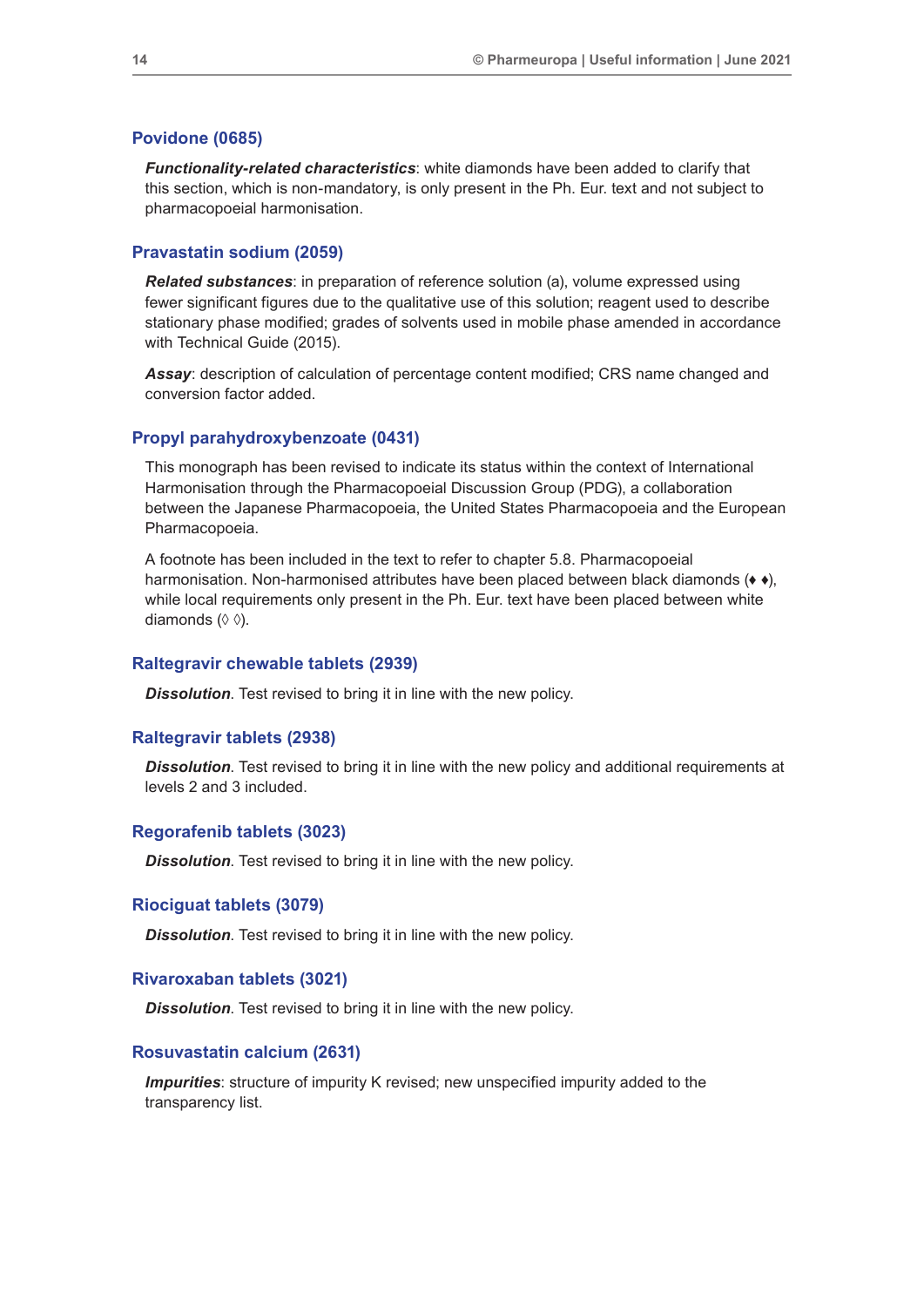### Povidone (0685)

***Functionality-related characteristics***: white diamonds have been added to clarify that this section, which is non-mandatory, is only present in the Ph. Eur. text and not subject to pharmacopoeial harmonisation.

### Pravastatin sodium (2059)

***Related substances***: in preparation of reference solution (a), volume expressed using fewer significant figures due to the qualitative use of this solution; reagent used to describe stationary phase modified; grades of solvents used in mobile phase amended in accordance with Technical Guide (2015).

***Assay***: description of calculation of percentage content modified; CRS name changed and conversion factor added.

### Propyl parahydroxybenzoate (0431)

This monograph has been revised to indicate its status within the context of International Harmonisation through the Pharmacopoeial Discussion Group (PDG), a collaboration between the Japanese Pharmacopoeia, the United States Pharmacopoeia and the European Pharmacopoeia.

A footnote has been included in the text to refer to chapter 5.8. Pharmacopoeial harmonisation. Non-harmonised attributes have been placed between black diamonds (♦ ♦), while local requirements only present in the Ph. Eur. text have been placed between white diamonds (◊ ◊).

### Raltegravir chewable tablets (2939)

***Dissolution***. Test revised to bring it in line with the new policy.

### Raltegravir tablets (2938)

***Dissolution***. Test revised to bring it in line with the new policy and additional requirements at levels 2 and 3 included.

### Regorafenib tablets (3023)

***Dissolution***. Test revised to bring it in line with the new policy.

### Riociguat tablets (3079)

***Dissolution***. Test revised to bring it in line with the new policy.

### Rivaroxaban tablets (3021)

***Dissolution***. Test revised to bring it in line with the new policy.

### Rosuvastatin calcium (2631)

***Impurities***: structure of impurity K revised; new unspecified impurity added to the transparency list.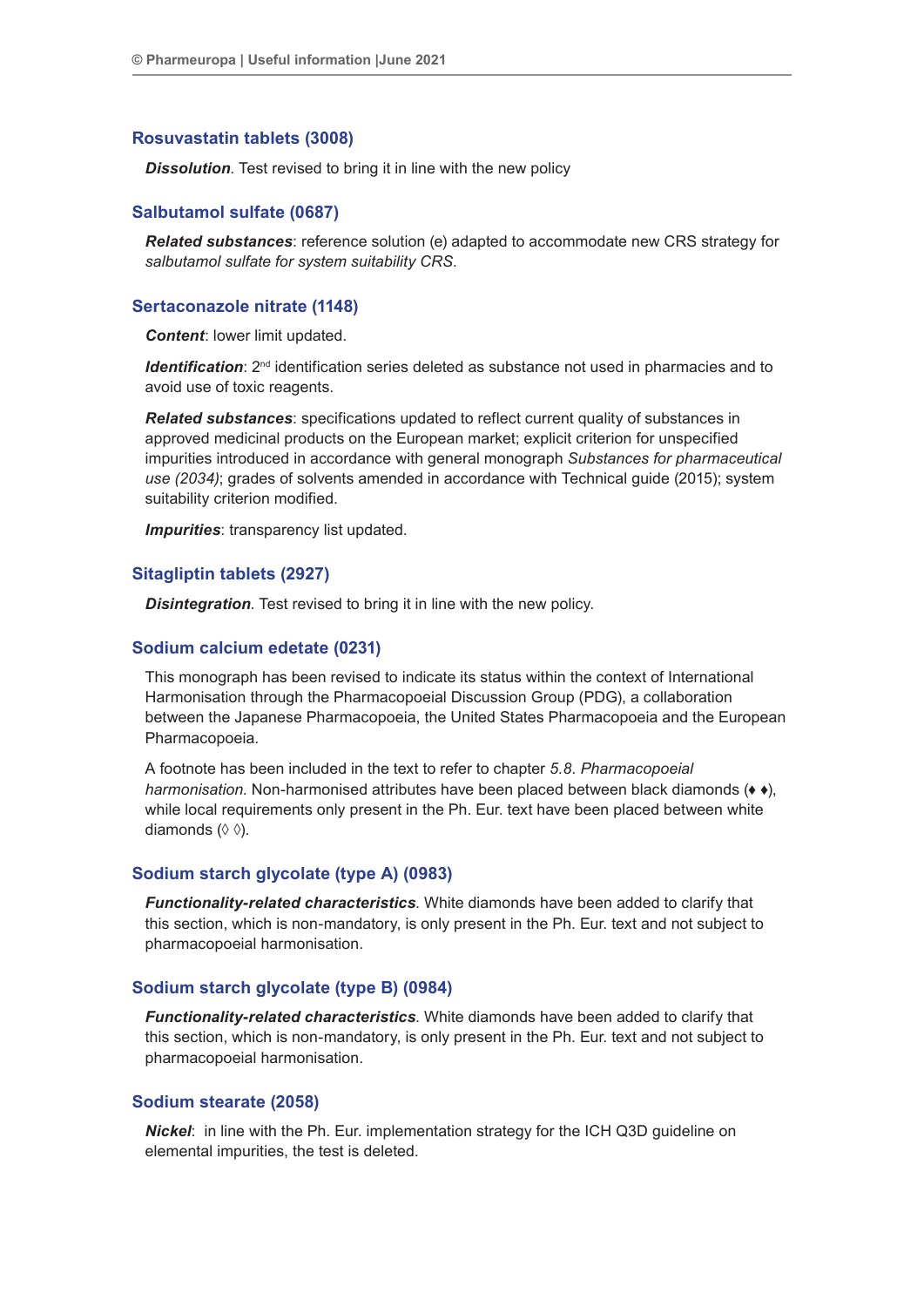### Rosuvastatin tablets (3008)

***Dissolution***. Test revised to bring it in line with the new policy

### Salbutamol sulfate (0687)

***Related substances***: reference solution (e) adapted to accommodate new CRS strategy for *salbutamol sulfate for system suitability CRS*.

### Sertaconazole nitrate (1148)

***Content***: lower limit updated.

***Identification***: 2nd identification series deleted as substance not used in pharmacies and to avoid use of toxic reagents.

***Related substances***: specifications updated to reflect current quality of substances in approved medicinal products on the European market; explicit criterion for unspecified impurities introduced in accordance with general monograph *Substances for pharmaceutical use (2034)*; grades of solvents amended in accordance with Technical guide (2015); system suitability criterion modified.

***Impurities***: transparency list updated.

### Sitagliptin tablets (2927)

***Disintegration***. Test revised to bring it in line with the new policy.

### Sodium calcium edetate (0231)

This monograph has been revised to indicate its status within the context of International Harmonisation through the Pharmacopoeial Discussion Group (PDG), a collaboration between the Japanese Pharmacopoeia, the United States Pharmacopoeia and the European Pharmacopoeia.

A footnote has been included in the text to refer to chapter *5.8. Pharmacopoeial harmonisation*. Non-harmonised attributes have been placed between black diamonds (♦ ♦), while local requirements only present in the Ph. Eur. text have been placed between white diamonds (◊ ◊).

### Sodium starch glycolate (type A) (0983)

***Functionality-related characteristics***. White diamonds have been added to clarify that this section, which is non-mandatory, is only present in the Ph. Eur. text and not subject to pharmacopoeial harmonisation.

### Sodium starch glycolate (type B) (0984)

***Functionality-related characteristics***. White diamonds have been added to clarify that this section, which is non-mandatory, is only present in the Ph. Eur. text and not subject to pharmacopoeial harmonisation.

### Sodium stearate (2058)

***Nickel***: in line with the Ph. Eur. implementation strategy for the ICH Q3D guideline on elemental impurities, the test is deleted.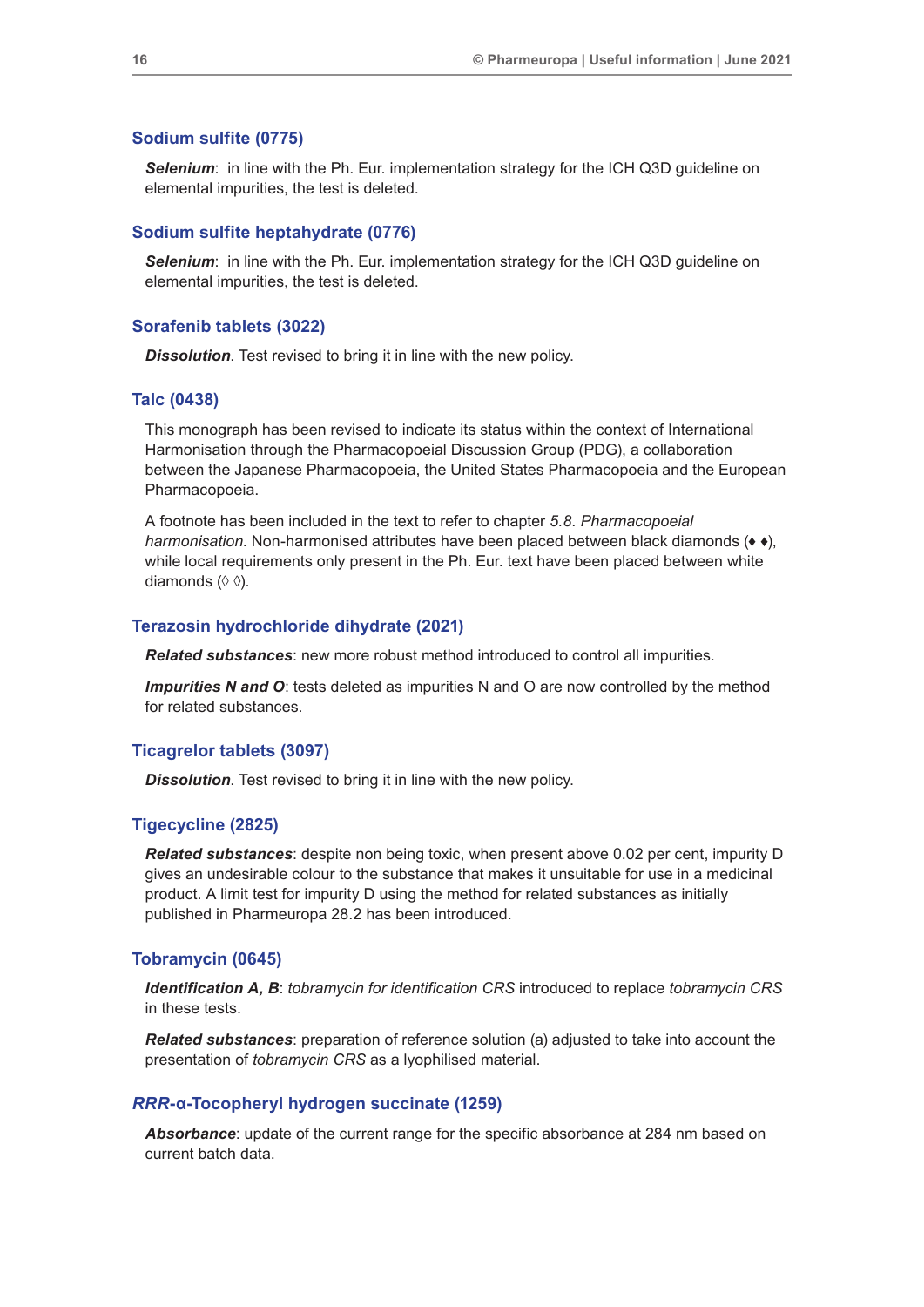### Sodium sulfite (0775)

***Selenium***: in line with the Ph. Eur. implementation strategy for the ICH Q3D guideline on elemental impurities, the test is deleted.

### Sodium sulfite heptahydrate (0776)

***Selenium***: in line with the Ph. Eur. implementation strategy for the ICH Q3D guideline on elemental impurities, the test is deleted.

### Sorafenib tablets (3022)

***Dissolution***. Test revised to bring it in line with the new policy.

### Talc (0438)

This monograph has been revised to indicate its status within the context of International Harmonisation through the Pharmacopoeial Discussion Group (PDG), a collaboration between the Japanese Pharmacopoeia, the United States Pharmacopoeia and the European Pharmacopoeia.

A footnote has been included in the text to refer to chapter *5.8. Pharmacopoeial harmonisation*. Non-harmonised attributes have been placed between black diamonds (♦ ♦), while local requirements only present in the Ph. Eur. text have been placed between white diamonds (◊ ◊).

### Terazosin hydrochloride dihydrate (2021)

***Related substances***: new more robust method introduced to control all impurities.

***Impurities N and O***: tests deleted as impurities N and O are now controlled by the method for related substances.

### Ticagrelor tablets (3097)

***Dissolution***. Test revised to bring it in line with the new policy.

### Tigecycline (2825)

***Related substances***: despite non being toxic, when present above 0.02 per cent, impurity D gives an undesirable colour to the substance that makes it unsuitable for use in a medicinal product. A limit test for impurity D using the method for related substances as initially published in Pharmeuropa 28.2 has been introduced.

### Tobramycin (0645)

***Identification A, B***: *tobramycin for identification CRS* introduced to replace *tobramycin CRS* in these tests.

***Related substances***: preparation of reference solution (a) adjusted to take into account the presentation of *tobramycin CRS* as a lyophilised material.

### *RRR*-α-Tocopheryl hydrogen succinate (1259)

***Absorbance***: update of the current range for the specific absorbance at 284 nm based on current batch data.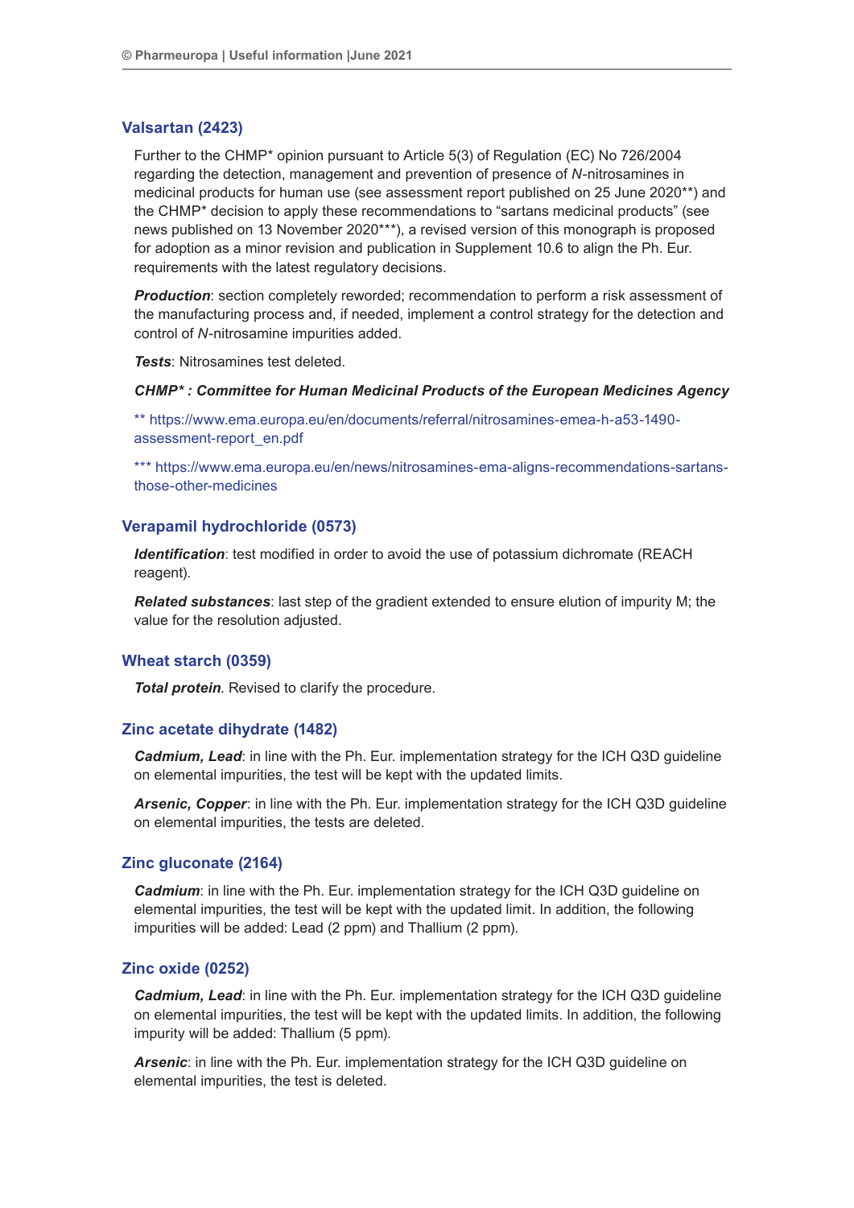### Valsartan (2423)

Further to the CHMP* opinion pursuant to Article 5(3) of Regulation (EC) No 726/2004 regarding the detection, management and prevention of presence of *N*-nitrosamines in medicinal products for human use (see assessment report published on 25 June 2020**) and the CHMP* decision to apply these recommendations to "sartans medicinal products" (see news published on 13 November 2020***), a revised version of this monograph is proposed for adoption as a minor revision and publication in Supplement 10.6 to align the Ph. Eur. requirements with the latest regulatory decisions.

***Production***: section completely reworded; recommendation to perform a risk assessment of the manufacturing process and, if needed, implement a control strategy for the detection and control of *N*-nitrosamine impurities added.

***Tests***: Nitrosamines test deleted.

***CHMP\* : Committee for Human Medicinal Products of the European Medicines Agency***

** https://www.ema.europa.eu/en/documents/referral/nitrosamines-emea-h-a53-1490-assessment-report_en.pdf

*** https://www.ema.europa.eu/en/news/nitrosamines-ema-aligns-recommendations-sartans-those-other-medicines

### Verapamil hydrochloride (0573)

***Identification***: test modified in order to avoid the use of potassium dichromate (REACH reagent).

***Related substances***: last step of the gradient extended to ensure elution of impurity M; the value for the resolution adjusted.

### Wheat starch (0359)

***Total protein***. Revised to clarify the procedure.

### Zinc acetate dihydrate (1482)

***Cadmium, Lead***: in line with the Ph. Eur. implementation strategy for the ICH Q3D guideline on elemental impurities, the test will be kept with the updated limits.

***Arsenic, Copper***: in line with the Ph. Eur. implementation strategy for the ICH Q3D guideline on elemental impurities, the tests are deleted.

### Zinc gluconate (2164)

***Cadmium***: in line with the Ph. Eur. implementation strategy for the ICH Q3D guideline on elemental impurities, the test will be kept with the updated limit. In addition, the following impurities will be added: Lead (2 ppm) and Thallium (2 ppm).

### Zinc oxide (0252)

***Cadmium, Lead***: in line with the Ph. Eur. implementation strategy for the ICH Q3D guideline on elemental impurities, the test will be kept with the updated limits. In addition, the following impurity will be added: Thallium (5 ppm).

***Arsenic***: in line with the Ph. Eur. implementation strategy for the ICH Q3D guideline on elemental impurities, the test is deleted.